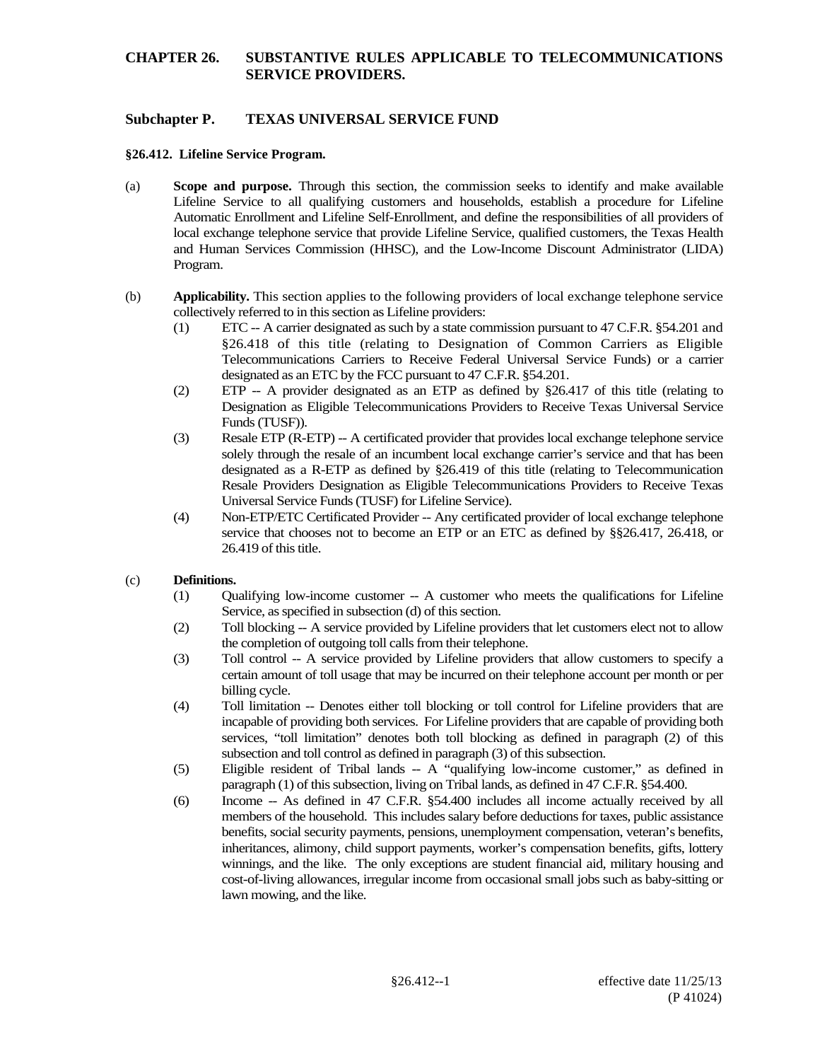# CHAPTER 26. SUBSTANTIVE RULES APPLICABLE TO TELECOMMUNICATIONS SERVICE PROVIDERS.

## Subchapter P. TEXAS UNIVERSAL SERVICE FUND

### §26.412. Lifeline Service Program.

(a) **Scope and purpose.** Through this section, the commission seeks to identify and make available Lifeline Service to all qualifying customers and households, establish a procedure for Lifeline Automatic Enrollment and Lifeline Self-Enrollment, and define the responsibilities of all providers of local exchange telephone service that provide Lifeline Service, qualified customers, the Texas Health and Human Services Commission (HHSC), and the Low-Income Discount Administrator (LIDA) Program.

(b) **Applicability.** This section applies to the following providers of local exchange telephone service collectively referred to in this section as Lifeline providers:

(1) ETC -- A carrier designated as such by a state commission pursuant to 47 C.F.R. §54.201 and §26.418 of this title (relating to Designation of Common Carriers as Eligible Telecommunications Carriers to Receive Federal Universal Service Funds) or a carrier designated as an ETC by the FCC pursuant to 47 C.F.R. §54.201.

(2) ETP -- A provider designated as an ETP as defined by §26.417 of this title (relating to Designation as Eligible Telecommunications Providers to Receive Texas Universal Service Funds (TUSF)).

(3) Resale ETP (R-ETP) -- A certificated provider that provides local exchange telephone service solely through the resale of an incumbent local exchange carrier's service and that has been designated as a R-ETP as defined by §26.419 of this title (relating to Telecommunication Resale Providers Designation as Eligible Telecommunications Providers to Receive Texas Universal Service Funds (TUSF) for Lifeline Service).

(4) Non-ETP/ETC Certificated Provider -- Any certificated provider of local exchange telephone service that chooses not to become an ETP or an ETC as defined by §§26.417, 26.418, or 26.419 of this title.

(c) **Definitions.**

(1) Qualifying low-income customer -- A customer who meets the qualifications for Lifeline Service, as specified in subsection (d) of this section.

(2) Toll blocking -- A service provided by Lifeline providers that let customers elect not to allow the completion of outgoing toll calls from their telephone.

(3) Toll control -- A service provided by Lifeline providers that allow customers to specify a certain amount of toll usage that may be incurred on their telephone account per month or per billing cycle.

(4) Toll limitation -- Denotes either toll blocking or toll control for Lifeline providers that are incapable of providing both services. For Lifeline providers that are capable of providing both services, "toll limitation" denotes both toll blocking as defined in paragraph (2) of this subsection and toll control as defined in paragraph (3) of this subsection.

(5) Eligible resident of Tribal lands -- A "qualifying low-income customer," as defined in paragraph (1) of this subsection, living on Tribal lands, as defined in 47 C.F.R. §54.400.

(6) Income -- As defined in 47 C.F.R. §54.400 includes all income actually received by all members of the household. This includes salary before deductions for taxes, public assistance benefits, social security payments, pensions, unemployment compensation, veteran's benefits, inheritances, alimony, child support payments, worker's compensation benefits, gifts, lottery winnings, and the like. The only exceptions are student financial aid, military housing and cost-of-living allowances, irregular income from occasional small jobs such as baby-sitting or lawn mowing, and the like.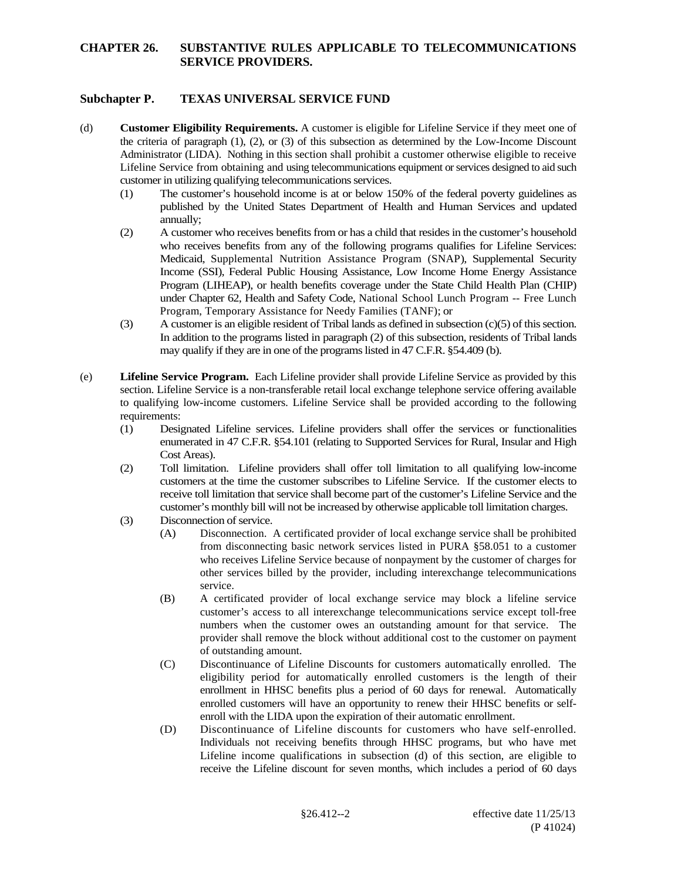## CHAPTER 26. SUBSTANTIVE RULES APPLICABLE TO TELECOMMUNICATIONS SERVICE PROVIDERS.

### Subchapter P. TEXAS UNIVERSAL SERVICE FUND

(d) **Customer Eligibility Requirements.** A customer is eligible for Lifeline Service if they meet one of the criteria of paragraph (1), (2), or (3) of this subsection as determined by the Low-Income Discount Administrator (LIDA). Nothing in this section shall prohibit a customer otherwise eligible to receive Lifeline Service from obtaining and using telecommunications equipment or services designed to aid such customer in utilizing qualifying telecommunications services.

(1) The customer's household income is at or below 150% of the federal poverty guidelines as published by the United States Department of Health and Human Services and updated annually;

(2) A customer who receives benefits from or has a child that resides in the customer's household who receives benefits from any of the following programs qualifies for Lifeline Services: Medicaid, Supplemental Nutrition Assistance Program (SNAP), Supplemental Security Income (SSI), Federal Public Housing Assistance, Low Income Home Energy Assistance Program (LIHEAP), or health benefits coverage under the State Child Health Plan (CHIP) under Chapter 62, Health and Safety Code, National School Lunch Program -- Free Lunch Program, Temporary Assistance for Needy Families (TANF); or

(3) A customer is an eligible resident of Tribal lands as defined in subsection (c)(5) of this section. In addition to the programs listed in paragraph (2) of this subsection, residents of Tribal lands may qualify if they are in one of the programs listed in 47 C.F.R. §54.409 (b).

(e) **Lifeline Service Program.** Each Lifeline provider shall provide Lifeline Service as provided by this section. Lifeline Service is a non-transferable retail local exchange telephone service offering available to qualifying low-income customers. Lifeline Service shall be provided according to the following requirements:

(1) Designated Lifeline services. Lifeline providers shall offer the services or functionalities enumerated in 47 C.F.R. §54.101 (relating to Supported Services for Rural, Insular and High Cost Areas).

(2) Toll limitation. Lifeline providers shall offer toll limitation to all qualifying low-income customers at the time the customer subscribes to Lifeline Service. If the customer elects to receive toll limitation that service shall become part of the customer's Lifeline Service and the customer's monthly bill will not be increased by otherwise applicable toll limitation charges.

(3) Disconnection of service.

(A) Disconnection. A certificated provider of local exchange service shall be prohibited from disconnecting basic network services listed in PURA §58.051 to a customer who receives Lifeline Service because of nonpayment by the customer of charges for other services billed by the provider, including interexchange telecommunications service.

(B) A certificated provider of local exchange service may block a lifeline service customer's access to all interexchange telecommunications service except toll-free numbers when the customer owes an outstanding amount for that service. The provider shall remove the block without additional cost to the customer on payment of outstanding amount.

(C) Discontinuance of Lifeline Discounts for customers automatically enrolled. The eligibility period for automatically enrolled customers is the length of their enrollment in HHSC benefits plus a period of 60 days for renewal. Automatically enrolled customers will have an opportunity to renew their HHSC benefits or self-enroll with the LIDA upon the expiration of their automatic enrollment.

(D) Discontinuance of Lifeline discounts for customers who have self-enrolled. Individuals not receiving benefits through HHSC programs, but who have met Lifeline income qualifications in subsection (d) of this section, are eligible to receive the Lifeline discount for seven months, which includes a period of 60 days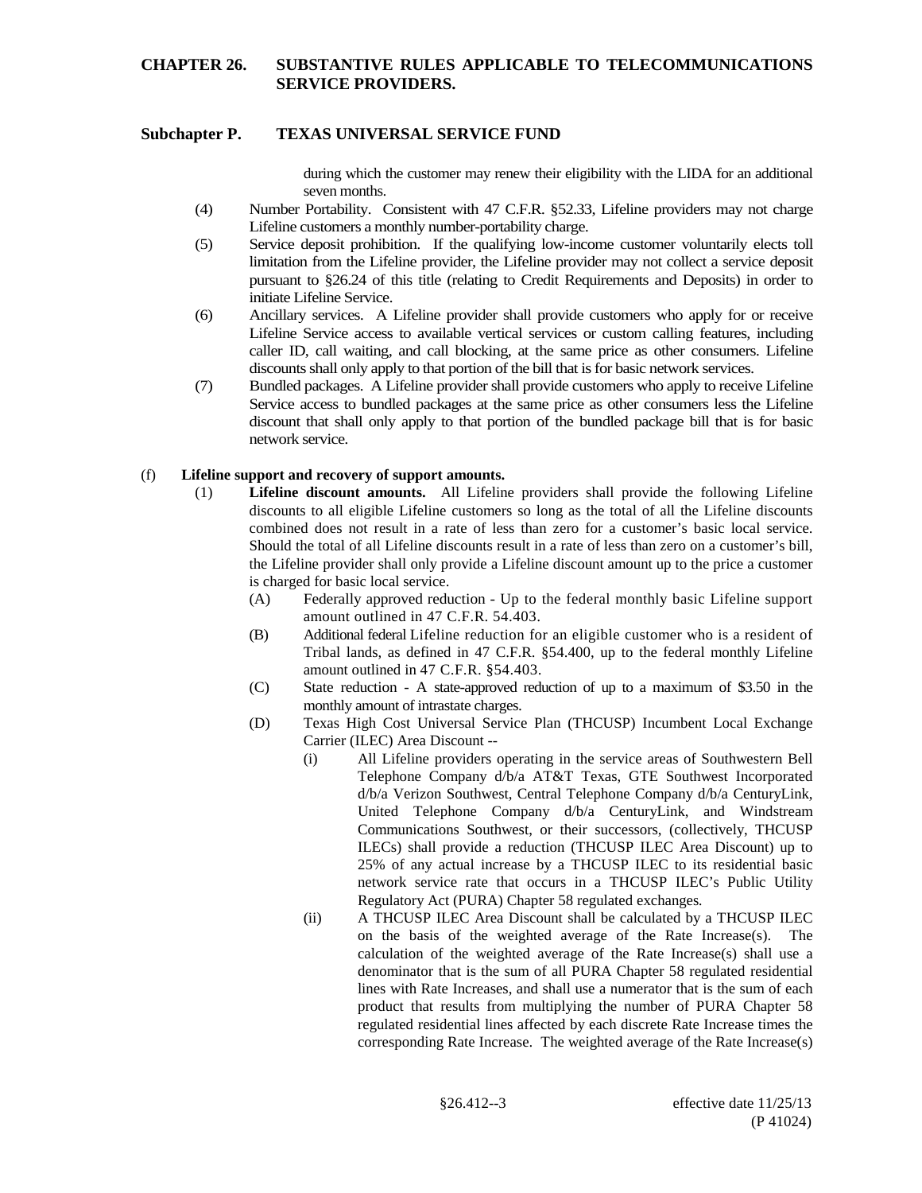during which the customer may renew their eligibility with the LIDA for an additional seven months.

(4) Number Portability. Consistent with 47 C.F.R. §52.33, Lifeline providers may not charge Lifeline customers a monthly number-portability charge.

(5) Service deposit prohibition. If the qualifying low-income customer voluntarily elects toll limitation from the Lifeline provider, the Lifeline provider may not collect a service deposit pursuant to §26.24 of this title (relating to Credit Requirements and Deposits) in order to initiate Lifeline Service.

(6) Ancillary services. A Lifeline provider shall provide customers who apply for or receive Lifeline Service access to available vertical services or custom calling features, including caller ID, call waiting, and call blocking, at the same price as other consumers. Lifeline discounts shall only apply to that portion of the bill that is for basic network services.

(7) Bundled packages. A Lifeline provider shall provide customers who apply to receive Lifeline Service access to bundled packages at the same price as other consumers less the Lifeline discount that shall only apply to that portion of the bundled package bill that is for basic network service.

(f) **Lifeline support and recovery of support amounts.**

(1) **Lifeline discount amounts.** All Lifeline providers shall provide the following Lifeline discounts to all eligible Lifeline customers so long as the total of all the Lifeline discounts combined does not result in a rate of less than zero for a customer's basic local service. Should the total of all Lifeline discounts result in a rate of less than zero on a customer's bill, the Lifeline provider shall only provide a Lifeline discount amount up to the price a customer is charged for basic local service.

(A) Federally approved reduction - Up to the federal monthly basic Lifeline support amount outlined in 47 C.F.R. 54.403.

(B) Additional federal Lifeline reduction for an eligible customer who is a resident of Tribal lands, as defined in 47 C.F.R. §54.400, up to the federal monthly Lifeline amount outlined in 47 C.F.R. §54.403.

(C) State reduction - A state-approved reduction of up to a maximum of $3.50 in the monthly amount of intrastate charges.

(D) Texas High Cost Universal Service Plan (THCUSP) Incumbent Local Exchange Carrier (ILEC) Area Discount --

(i) All Lifeline providers operating in the service areas of Southwestern Bell Telephone Company d/b/a AT&T Texas, GTE Southwest Incorporated d/b/a Verizon Southwest, Central Telephone Company d/b/a CenturyLink, United Telephone Company d/b/a CenturyLink, and Windstream Communications Southwest, or their successors, (collectively, THCUSP ILECs) shall provide a reduction (THCUSP ILEC Area Discount) up to 25% of any actual increase by a THCUSP ILEC to its residential basic network service rate that occurs in a THCUSP ILEC's Public Utility Regulatory Act (PURA) Chapter 58 regulated exchanges.

(ii) A THCUSP ILEC Area Discount shall be calculated by a THCUSP ILEC on the basis of the weighted average of the Rate Increase(s). The calculation of the weighted average of the Rate Increase(s) shall use a denominator that is the sum of all PURA Chapter 58 regulated residential lines with Rate Increases, and shall use a numerator that is the sum of each product that results from multiplying the number of PURA Chapter 58 regulated residential lines affected by each discrete Rate Increase times the corresponding Rate Increase. The weighted average of the Rate Increase(s)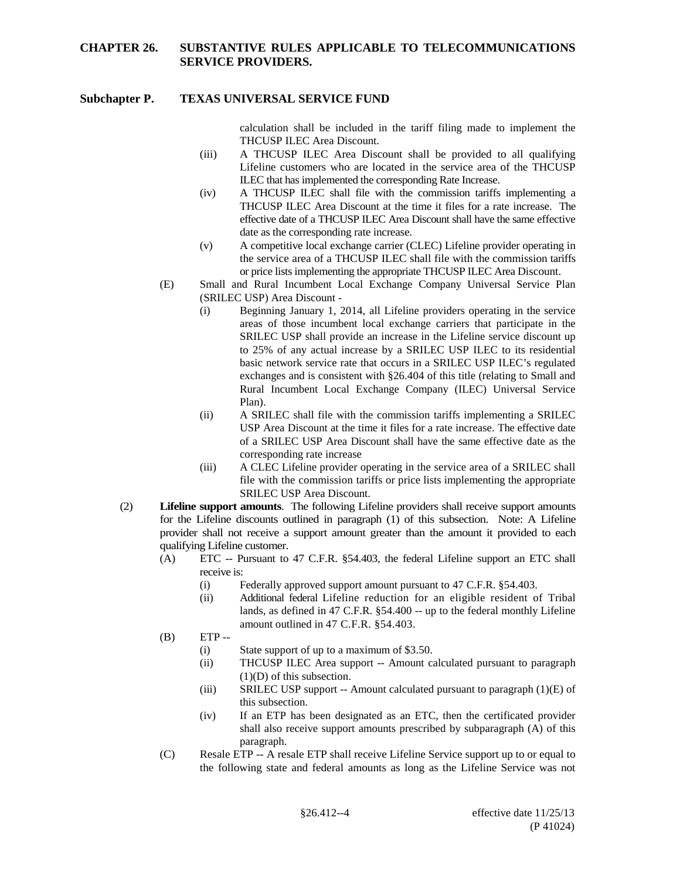calculation shall be included in the tariff filing made to implement the THCUSP ILEC Area Discount.

(iii) A THCUSP ILEC Area Discount shall be provided to all qualifying Lifeline customers who are located in the service area of the THCUSP ILEC that has implemented the corresponding Rate Increase.

(iv) A THCUSP ILEC shall file with the commission tariffs implementing a THCUSP ILEC Area Discount at the time it files for a rate increase. The effective date of a THCUSP ILEC Area Discount shall have the same effective date as the corresponding rate increase.

(v) A competitive local exchange carrier (CLEC) Lifeline provider operating in the service area of a THCUSP ILEC shall file with the commission tariffs or price lists implementing the appropriate THCUSP ILEC Area Discount.

(E) Small and Rural Incumbent Local Exchange Company Universal Service Plan (SRILEC USP) Area Discount -

(i) Beginning January 1, 2014, all Lifeline providers operating in the service areas of those incumbent local exchange carriers that participate in the SRILEC USP shall provide an increase in the Lifeline service discount up to 25% of any actual increase by a SRILEC USP ILEC to its residential basic network service rate that occurs in a SRILEC USP ILEC's regulated exchanges and is consistent with §26.404 of this title (relating to Small and Rural Incumbent Local Exchange Company (ILEC) Universal Service Plan).

(ii) A SRILEC shall file with the commission tariffs implementing a SRILEC USP Area Discount at the time it files for a rate increase. The effective date of a SRILEC USP Area Discount shall have the same effective date as the corresponding rate increase

(iii) A CLEC Lifeline provider operating in the service area of a SRILEC shall file with the commission tariffs or price lists implementing the appropriate SRILEC USP Area Discount.

(2) **Lifeline support amounts**. The following Lifeline providers shall receive support amounts for the Lifeline discounts outlined in paragraph (1) of this subsection. Note: A Lifeline provider shall not receive a support amount greater than the amount it provided to each qualifying Lifeline customer.

(A) ETC -- Pursuant to 47 C.F.R. §54.403, the federal Lifeline support an ETC shall receive is:

(i) Federally approved support amount pursuant to 47 C.F.R. §54.403.

(ii) Additional federal Lifeline reduction for an eligible resident of Tribal lands, as defined in 47 C.F.R. §54.400 -- up to the federal monthly Lifeline amount outlined in 47 C.F.R. §54.403.

(B) ETP --

(i) State support of up to a maximum of $3.50.

(ii) THCUSP ILEC Area support -- Amount calculated pursuant to paragraph (1)(D) of this subsection.

(iii) SRILEC USP support -- Amount calculated pursuant to paragraph (1)(E) of this subsection.

(iv) If an ETP has been designated as an ETC, then the certificated provider shall also receive support amounts prescribed by subparagraph (A) of this paragraph.

(C) Resale ETP -- A resale ETP shall receive Lifeline Service support up to or equal to the following state and federal amounts as long as the Lifeline Service was not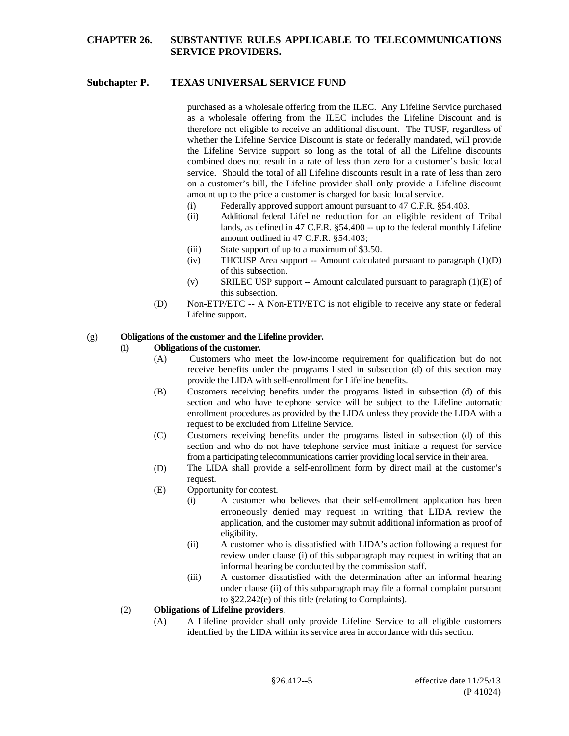purchased as a wholesale offering from the ILEC. Any Lifeline Service purchased as a wholesale offering from the ILEC includes the Lifeline Discount and is therefore not eligible to receive an additional discount. The TUSF, regardless of whether the Lifeline Service Discount is state or federally mandated, will provide the Lifeline Service support so long as the total of all the Lifeline discounts combined does not result in a rate of less than zero for a customer's basic local service. Should the total of all Lifeline discounts result in a rate of less than zero on a customer's bill, the Lifeline provider shall only provide a Lifeline discount amount up to the price a customer is charged for basic local service.

(i) Federally approved support amount pursuant to 47 C.F.R. §54.403.

(ii) Additional federal Lifeline reduction for an eligible resident of Tribal lands, as defined in 47 C.F.R. §54.400 -- up to the federal monthly Lifeline amount outlined in 47 C.F.R. §54.403;

(iii) State support of up to a maximum of $3.50.

(iv) THCUSP Area support -- Amount calculated pursuant to paragraph (1)(D) of this subsection.

(v) SRILEC USP support -- Amount calculated pursuant to paragraph (1)(E) of this subsection.

(D) Non-ETP/ETC -- A Non-ETP/ETC is not eligible to receive any state or federal Lifeline support.

(g) **Obligations of the customer and the Lifeline provider.**

(1) **Obligations of the customer.**

(A) Customers who meet the low-income requirement for qualification but do not receive benefits under the programs listed in subsection (d) of this section may provide the LIDA with self-enrollment for Lifeline benefits.

(B) Customers receiving benefits under the programs listed in subsection (d) of this section and who have telephone service will be subject to the Lifeline automatic enrollment procedures as provided by the LIDA unless they provide the LIDA with a request to be excluded from Lifeline Service.

(C) Customers receiving benefits under the programs listed in subsection (d) of this section and who do not have telephone service must initiate a request for service from a participating telecommunications carrier providing local service in their area.

(D) The LIDA shall provide a self-enrollment form by direct mail at the customer's request.

(E) Opportunity for contest.

(i) A customer who believes that their self-enrollment application has been erroneously denied may request in writing that LIDA review the application, and the customer may submit additional information as proof of eligibility.

(ii) A customer who is dissatisfied with LIDA's action following a request for review under clause (i) of this subparagraph may request in writing that an informal hearing be conducted by the commission staff.

(iii) A customer dissatisfied with the determination after an informal hearing under clause (ii) of this subparagraph may file a formal complaint pursuant to §22.242(e) of this title (relating to Complaints).

(2) **Obligations of Lifeline providers**.

(A) A Lifeline provider shall only provide Lifeline Service to all eligible customers identified by the LIDA within its service area in accordance with this section.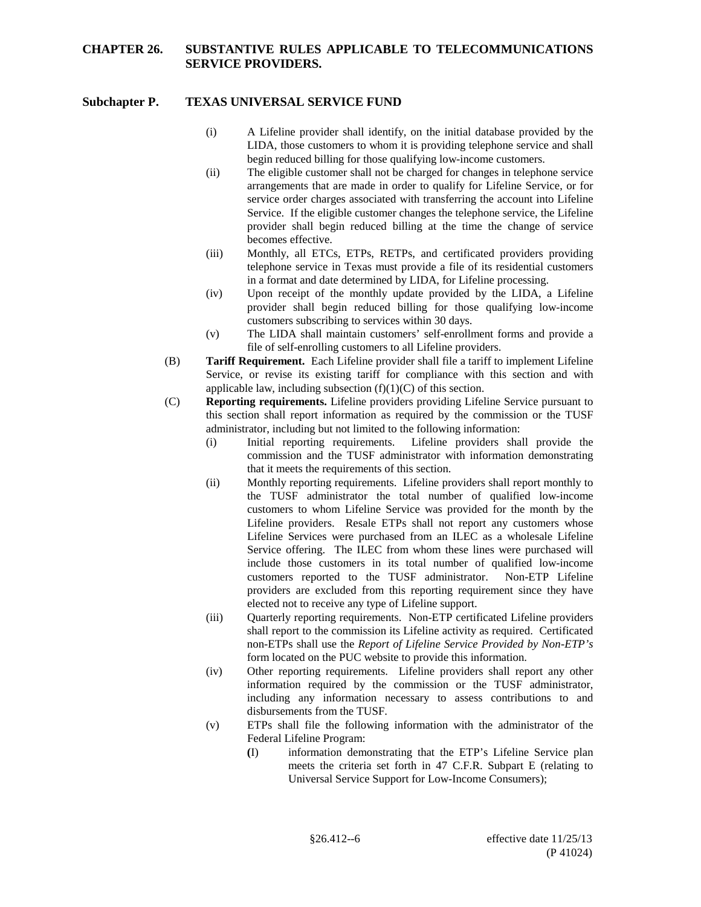- (i) A Lifeline provider shall identify, on the initial database provided by the LIDA, those customers to whom it is providing telephone service and shall begin reduced billing for those qualifying low-income customers.
- (ii) The eligible customer shall not be charged for changes in telephone service arrangements that are made in order to qualify for Lifeline Service, or for service order charges associated with transferring the account into Lifeline Service. If the eligible customer changes the telephone service, the Lifeline provider shall begin reduced billing at the time the change of service becomes effective.
- (iii) Monthly, all ETCs, ETPs, RETPs, and certificated providers providing telephone service in Texas must provide a file of its residential customers in a format and date determined by LIDA, for Lifeline processing.
- (iv) Upon receipt of the monthly update provided by the LIDA, a Lifeline provider shall begin reduced billing for those qualifying low-income customers subscribing to services within 30 days.
- (v) The LIDA shall maintain customers' self-enrollment forms and provide a file of self-enrolling customers to all Lifeline providers.

(B) **Tariff Requirement.** Each Lifeline provider shall file a tariff to implement Lifeline Service, or revise its existing tariff for compliance with this section and with applicable law, including subsection (f)(1)(C) of this section.

(C) **Reporting requirements.** Lifeline providers providing Lifeline Service pursuant to this section shall report information as required by the commission or the TUSF administrator, including but not limited to the following information:

- (i) Initial reporting requirements. Lifeline providers shall provide the commission and the TUSF administrator with information demonstrating that it meets the requirements of this section.
- (ii) Monthly reporting requirements. Lifeline providers shall report monthly to the TUSF administrator the total number of qualified low-income customers to whom Lifeline Service was provided for the month by the Lifeline providers. Resale ETPs shall not report any customers whose Lifeline Services were purchased from an ILEC as a wholesale Lifeline Service offering. The ILEC from whom these lines were purchased will include those customers in its total number of qualified low-income customers reported to the TUSF administrator. Non-ETP Lifeline providers are excluded from this reporting requirement since they have elected not to receive any type of Lifeline support.
- (iii) Quarterly reporting requirements. Non-ETP certificated Lifeline providers shall report to the commission its Lifeline activity as required. Certificated non-ETPs shall use the *Report of Lifeline Service Provided by Non-ETP's* form located on the PUC website to provide this information.
- (iv) Other reporting requirements. Lifeline providers shall report any other information required by the commission or the TUSF administrator, including any information necessary to assess contributions to and disbursements from the TUSF.
- (v) ETPs shall file the following information with the administrator of the Federal Lifeline Program:
  - (I) information demonstrating that the ETP's Lifeline Service plan meets the criteria set forth in 47 C.F.R. Subpart E (relating to Universal Service Support for Low-Income Consumers);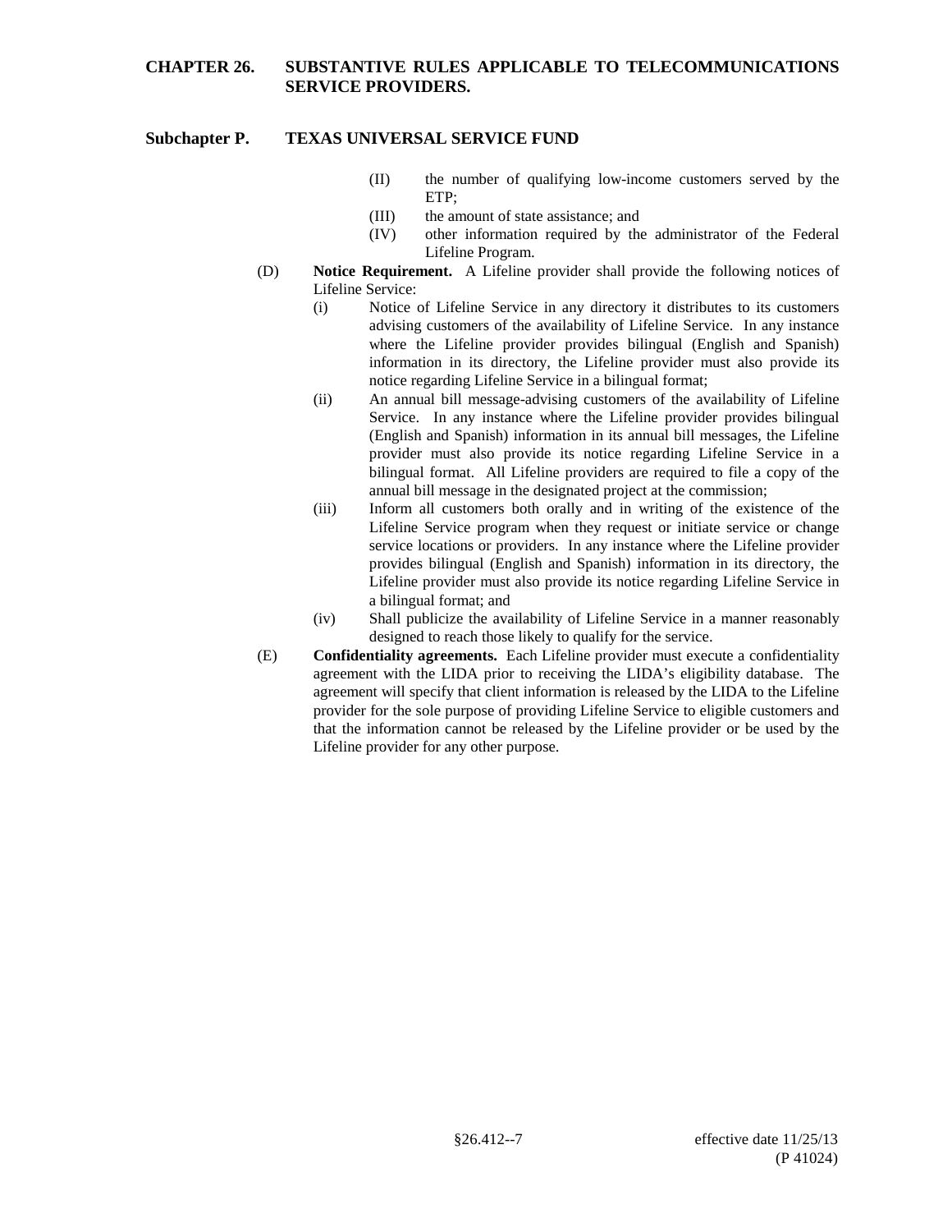(II) the number of qualifying low-income customers served by the ETP;

(III) the amount of state assistance; and

(IV) other information required by the administrator of the Federal Lifeline Program.

(D) **Notice Requirement.** A Lifeline provider shall provide the following notices of Lifeline Service:

(i) Notice of Lifeline Service in any directory it distributes to its customers advising customers of the availability of Lifeline Service. In any instance where the Lifeline provider provides bilingual (English and Spanish) information in its directory, the Lifeline provider must also provide its notice regarding Lifeline Service in a bilingual format;

(ii) An annual bill message-advising customers of the availability of Lifeline Service. In any instance where the Lifeline provider provides bilingual (English and Spanish) information in its annual bill messages, the Lifeline provider must also provide its notice regarding Lifeline Service in a bilingual format. All Lifeline providers are required to file a copy of the annual bill message in the designated project at the commission;

(iii) Inform all customers both orally and in writing of the existence of the Lifeline Service program when they request or initiate service or change service locations or providers. In any instance where the Lifeline provider provides bilingual (English and Spanish) information in its directory, the Lifeline provider must also provide its notice regarding Lifeline Service in a bilingual format; and

(iv) Shall publicize the availability of Lifeline Service in a manner reasonably designed to reach those likely to qualify for the service.

(E) **Confidentiality agreements.** Each Lifeline provider must execute a confidentiality agreement with the LIDA prior to receiving the LIDA's eligibility database. The agreement will specify that client information is released by the LIDA to the Lifeline provider for the sole purpose of providing Lifeline Service to eligible customers and that the information cannot be released by the Lifeline provider or be used by the Lifeline provider for any other purpose.